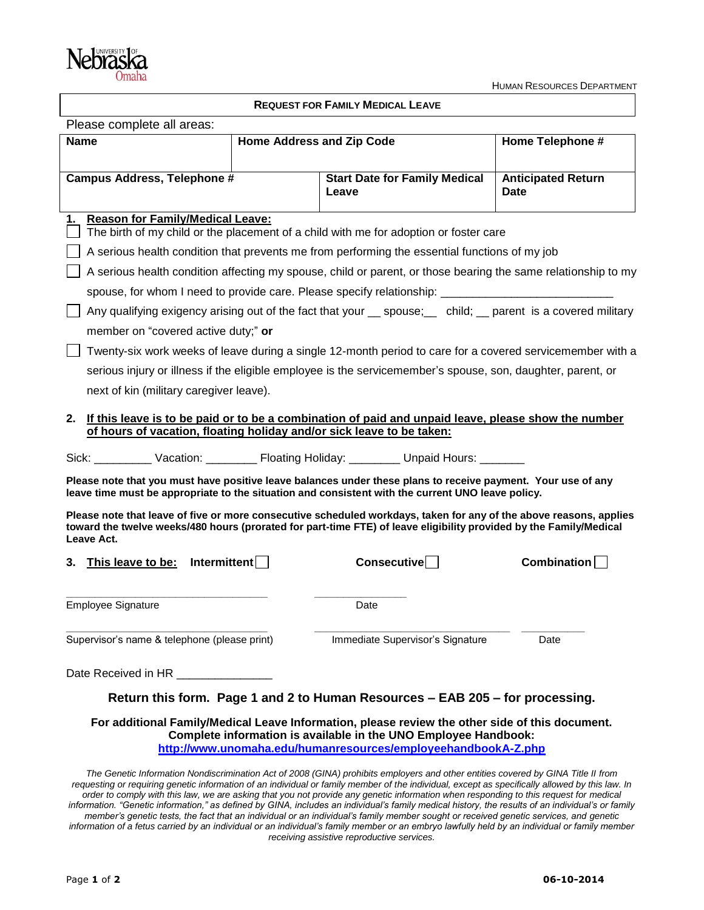University of Nebraska Omaha

HUMAN RESOURCES DEPARTMENT

## REQUEST FOR FAMILY MEDICAL LEAVE

Please complete all areas:

| Name | Home Address and Zip Code | | Home Telephone # |
|---|---|---|---|
| **Campus Address, Telephone #** | | **Start Date for Family Medical Leave** | **Anticipated Return Date** |

**1. Reason for Family/Medical Leave:**

- ☐ The birth of my child or the placement of a child with me for adoption or foster care
- ☐ A serious health condition that prevents me from performing the essential functions of my job
- ☐ A serious health condition affecting my spouse, child or parent, or those bearing the same relationship to my spouse, for whom I need to provide care. Please specify relationship: ___________________________
- ☐ Any qualifying exigency arising out of the fact that your __ spouse;__ child; __ parent is a covered military member on "covered active duty;" **or**
- ☐ Twenty-six work weeks of leave during a single 12-month period to care for a covered servicemember with a serious injury or illness if the eligible employee is the servicemember's spouse, son, daughter, parent, or next of kin (military caregiver leave).

**2. If this leave is to be paid or to be a combination of paid and unpaid leave, please show the number of hours of vacation, floating holiday and/or sick leave to be taken:**

Sick: _________ Vacation: ________ Floating Holiday: ________ Unpaid Hours: _______

**Please note that you must have positive leave balances under these plans to receive payment. Your use of any leave time must be appropriate to the situation and consistent with the current UNO leave policy.**

**Please note that leave of five or more consecutive scheduled workdays, taken for any of the above reasons, applies toward the twelve weeks/480 hours (prorated for part-time FTE) of leave eligibility provided by the Family/Medical Leave Act.**

**3. This leave to be:** **Intermittent** ☐ **Consecutive** ☐ **Combination** ☐

_______________________________ _______________
Employee Signature Date

_______________________________ _______________________________ __________
Supervisor's name & telephone (please print) Immediate Supervisor's Signature Date

Date Received in HR _______________

**Return this form. Page 1 and 2 to Human Resources – EAB 205 – for processing.**

**For additional Family/Medical Leave Information, please review the other side of this document. Complete information is available in the UNO Employee Handbook: [http://www.unomaha.edu/humanresources/employeehandbookA-Z.php](http://www.unomaha.edu/humanresources/employeehandbookA-Z.php)**

*The Genetic Information Nondiscrimination Act of 2008 (GINA) prohibits employers and other entities covered by GINA Title II from requesting or requiring genetic information of an individual or family member of the individual, except as specifically allowed by this law. In order to comply with this law, we are asking that you not provide any genetic information when responding to this request for medical information. "Genetic information," as defined by GINA, includes an individual's family medical history, the results of an individual's or family member's genetic tests, the fact that an individual or an individual's family member sought or received genetic services, and genetic information of a fetus carried by an individual or an individual's family member or an embryo lawfully held by an individual or family member receiving assistive reproductive services.*

**06-10-2014**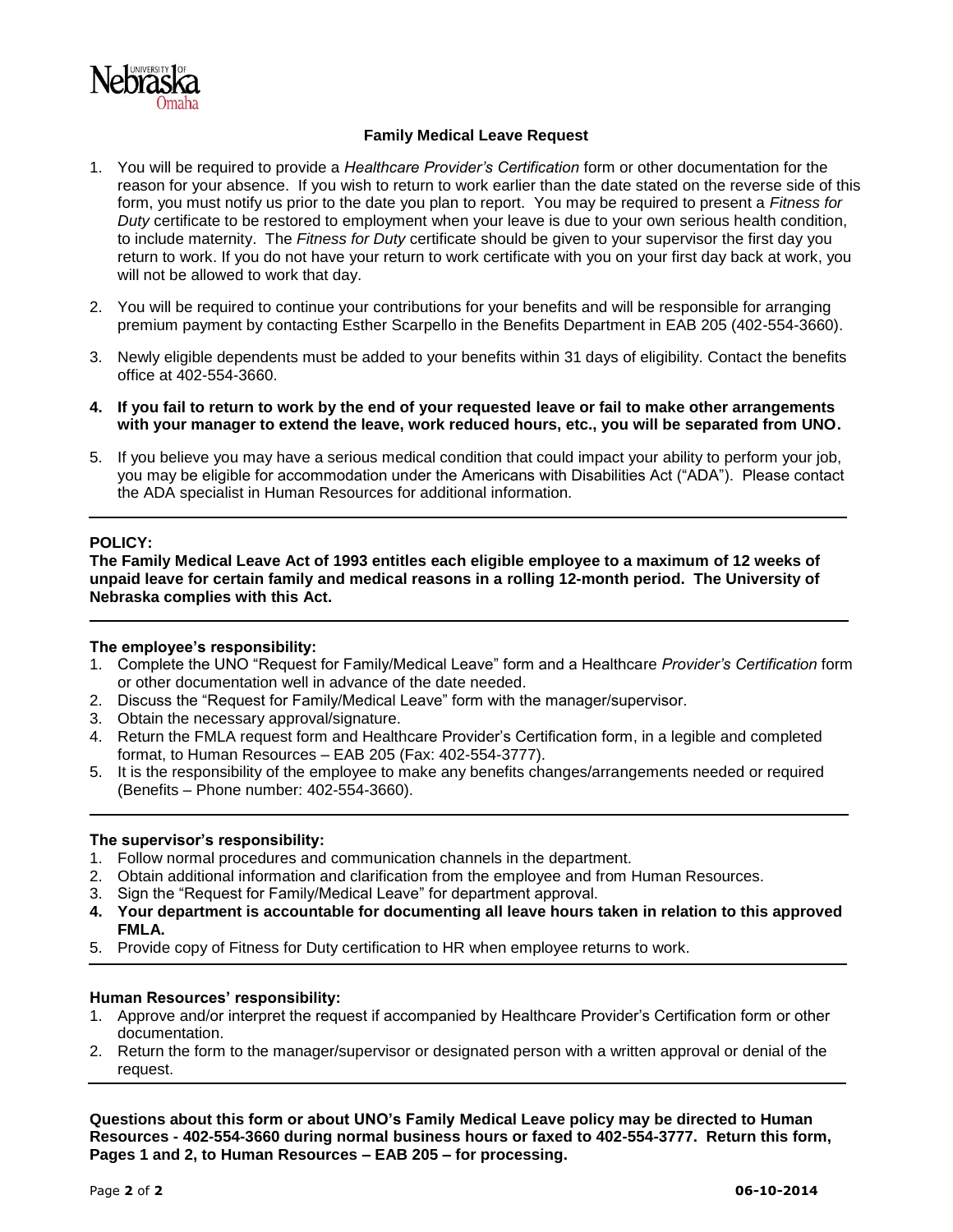## Family Medical Leave Request

1. You will be required to provide a *Healthcare Provider's Certification* form or other documentation for the reason for your absence. If you wish to return to work earlier than the date stated on the reverse side of this form, you must notify us prior to the date you plan to report. You may be required to present a *Fitness for Duty* certificate to be restored to employment when your leave is due to your own serious health condition, to include maternity. The *Fitness for Duty* certificate should be given to your supervisor the first day you return to work. If you do not have your return to work certificate with you on your first day back at work, you will not be allowed to work that day.
2. You will be required to continue your contributions for your benefits and will be responsible for arranging premium payment by contacting Esther Scarpello in the Benefits Department in EAB 205 (402-554-3660).
3. Newly eligible dependents must be added to your benefits within 31 days of eligibility. Contact the benefits office at 402-554-3660.
4. **If you fail to return to work by the end of your requested leave or fail to make other arrangements with your manager to extend the leave, work reduced hours, etc., you will be separated from UNO.**
5. If you believe you may have a serious medical condition that could impact your ability to perform your job, you may be eligible for accommodation under the Americans with Disabilities Act ("ADA"). Please contact the ADA specialist in Human Resources for additional information.

---

**POLICY:**
**The Family Medical Leave Act of 1993 entitles each eligible employee to a maximum of 12 weeks of unpaid leave for certain family and medical reasons in a rolling 12-month period. The University of Nebraska complies with this Act.**

---

**The employee's responsibility:**

1. Complete the UNO "Request for Family/Medical Leave" form and a Healthcare *Provider's Certification* form or other documentation well in advance of the date needed.
2. Discuss the "Request for Family/Medical Leave" form with the manager/supervisor.
3. Obtain the necessary approval/signature.
4. Return the FMLA request form and Healthcare Provider's Certification form, in a legible and completed format, to Human Resources – EAB 205 (Fax: 402-554-3777).
5. It is the responsibility of the employee to make any benefits changes/arrangements needed or required (Benefits – Phone number: 402-554-3660).

---

**The supervisor's responsibility:**

1. Follow normal procedures and communication channels in the department.
2. Obtain additional information and clarification from the employee and from Human Resources.
3. Sign the "Request for Family/Medical Leave" for department approval.
4. **Your department is accountable for documenting all leave hours taken in relation to this approved FMLA.**
5. Provide copy of Fitness for Duty certification to HR when employee returns to work.

---

**Human Resources' responsibility:**

1. Approve and/or interpret the request if accompanied by Healthcare Provider's Certification form or other documentation.
2. Return the form to the manager/supervisor or designated person with a written approval or denial of the request.

---

**Questions about this form or about UNO's Family Medical Leave policy may be directed to Human Resources - 402-554-3660 during normal business hours or faxed to 402-554-3777. Return this form, Pages 1 and 2, to Human Resources – EAB 205 – for processing.**

**06-10-2014**